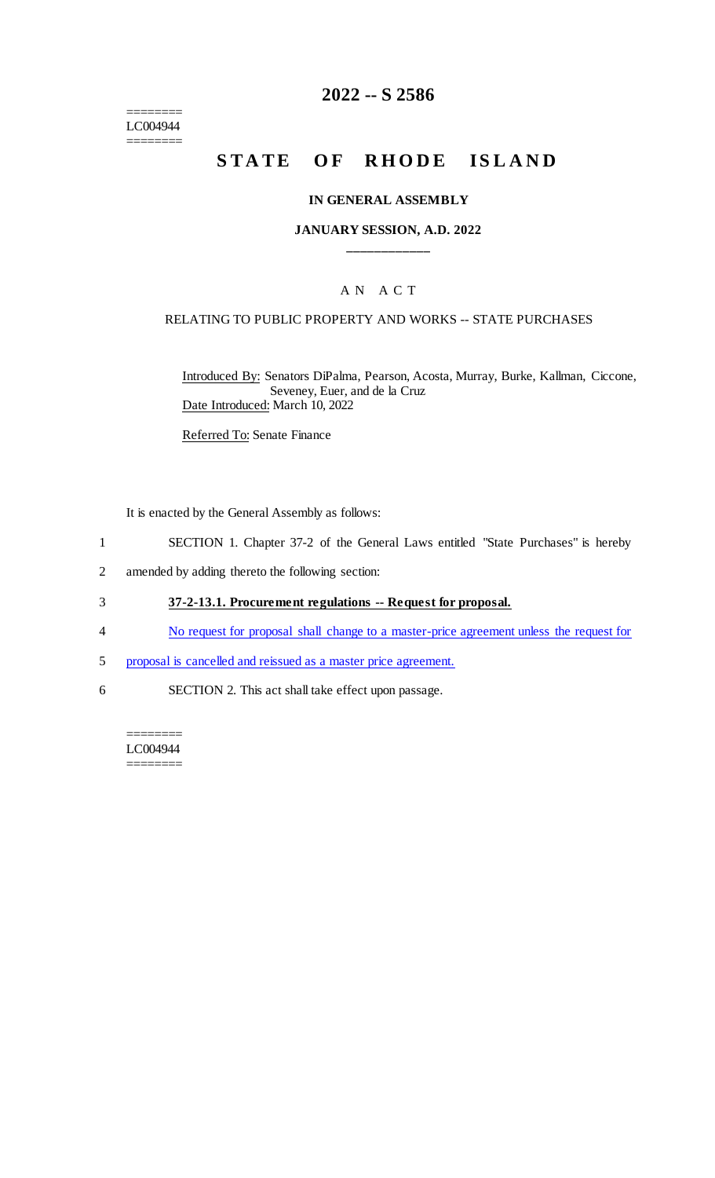========
LC004944
========

# 2022 -- S 2586

## STATE OF RHODE ISLAND

**IN GENERAL ASSEMBLY**

**JANUARY SESSION, A.D. 2022**

A N A C T

RELATING TO PUBLIC PROPERTY AND WORKS -- STATE PURCHASES

Introduced By: Senators DiPalma, Pearson, Acosta, Murray, Burke, Kallman, Ciccone, Seveney, Euer, and de la Cruz

Date Introduced: March 10, 2022

Referred To: Senate Finance

It is enacted by the General Assembly as follows:

1 SECTION 1. Chapter 37-2 of the General Laws entitled "State Purchases" is hereby
2 amended by adding thereto the following section:

3 **37-2-13.1. Procurement regulations -- Request for proposal.**

4 No request for proposal shall change to a master-price agreement unless the request for
5 proposal is cancelled and reissued as a master price agreement.

6 SECTION 2. This act shall take effect upon passage.

========
LC004944
========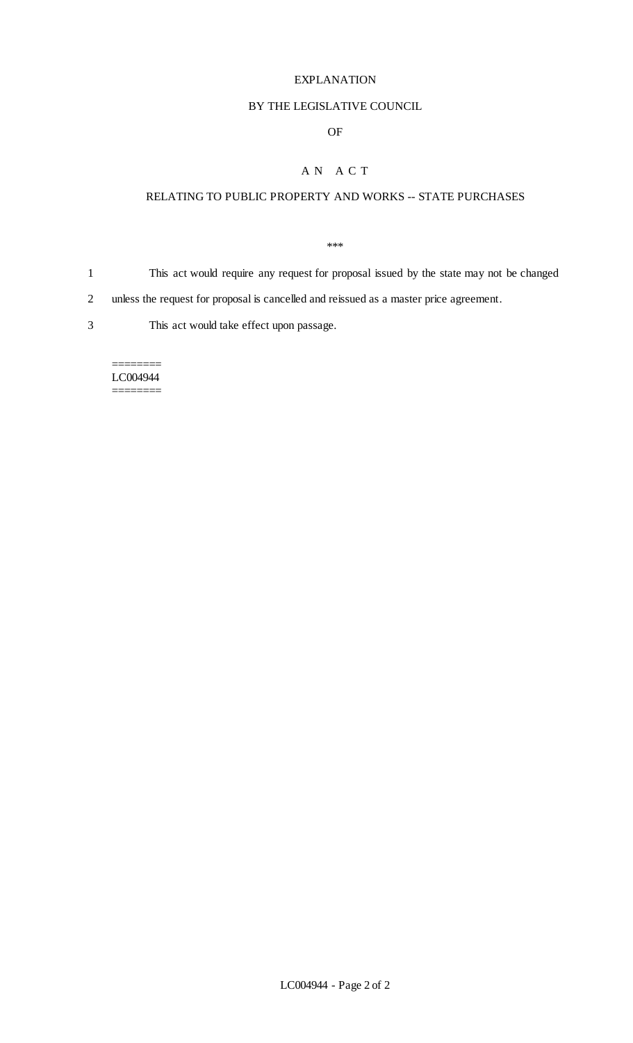EXPLANATION

BY THE LEGISLATIVE COUNCIL

OF

A N A C T

RELATING TO PUBLIC PROPERTY AND WORKS -- STATE PURCHASES

\*\*\*

This act would require any request for proposal issued by the state may not be changed unless the request for proposal is cancelled and reissued as a master price agreement.

This act would take effect upon passage.

========
LC004944
========